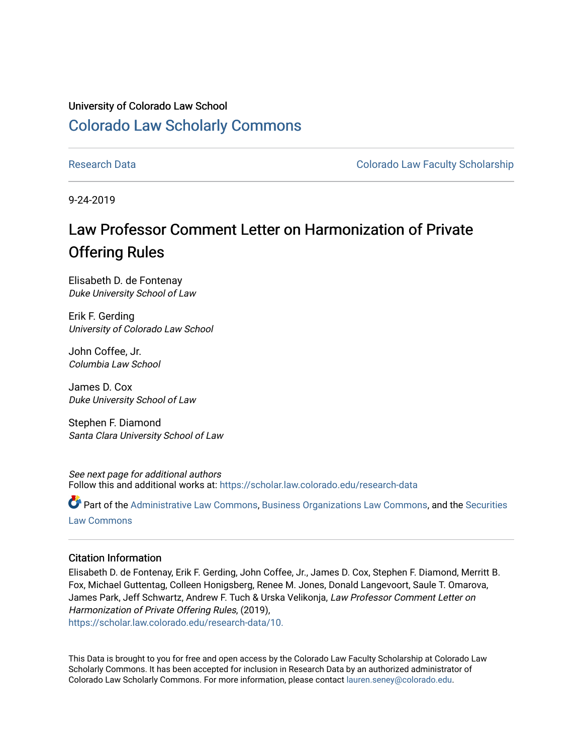University of Colorado Law School

## Colorado Law Scholarly Commons

Research Data | Colorado Law Faculty Scholarship

9-24-2019

# Law Professor Comment Letter on Harmonization of Private Offering Rules

Elisabeth D. de Fontenay
*Duke University School of Law*

Erik F. Gerding
*University of Colorado Law School*

John Coffee, Jr.
*Columbia Law School*

James D. Cox
*Duke University School of Law*

Stephen F. Diamond
*Santa Clara University School of Law*

*See next page for additional authors*
Follow this and additional works at: https://scholar.law.colorado.edu/research-data

Part of the Administrative Law Commons, Business Organizations Law Commons, and the Securities Law Commons

### Citation Information

Elisabeth D. de Fontenay, Erik F. Gerding, John Coffee, Jr., James D. Cox, Stephen F. Diamond, Merritt B. Fox, Michael Guttentag, Colleen Honigsberg, Renee M. Jones, Donald Langevoort, Saule T. Omarova, James Park, Jeff Schwartz, Andrew F. Tuch & Urska Velikonja, *Law Professor Comment Letter on Harmonization of Private Offering Rules*, (2019),
https://scholar.law.colorado.edu/research-data/10.

This Data is brought to you for free and open access by the Colorado Law Faculty Scholarship at Colorado Law Scholarly Commons. It has been accepted for inclusion in Research Data by an authorized administrator of Colorado Law Scholarly Commons. For more information, please contact lauren.seney@colorado.edu.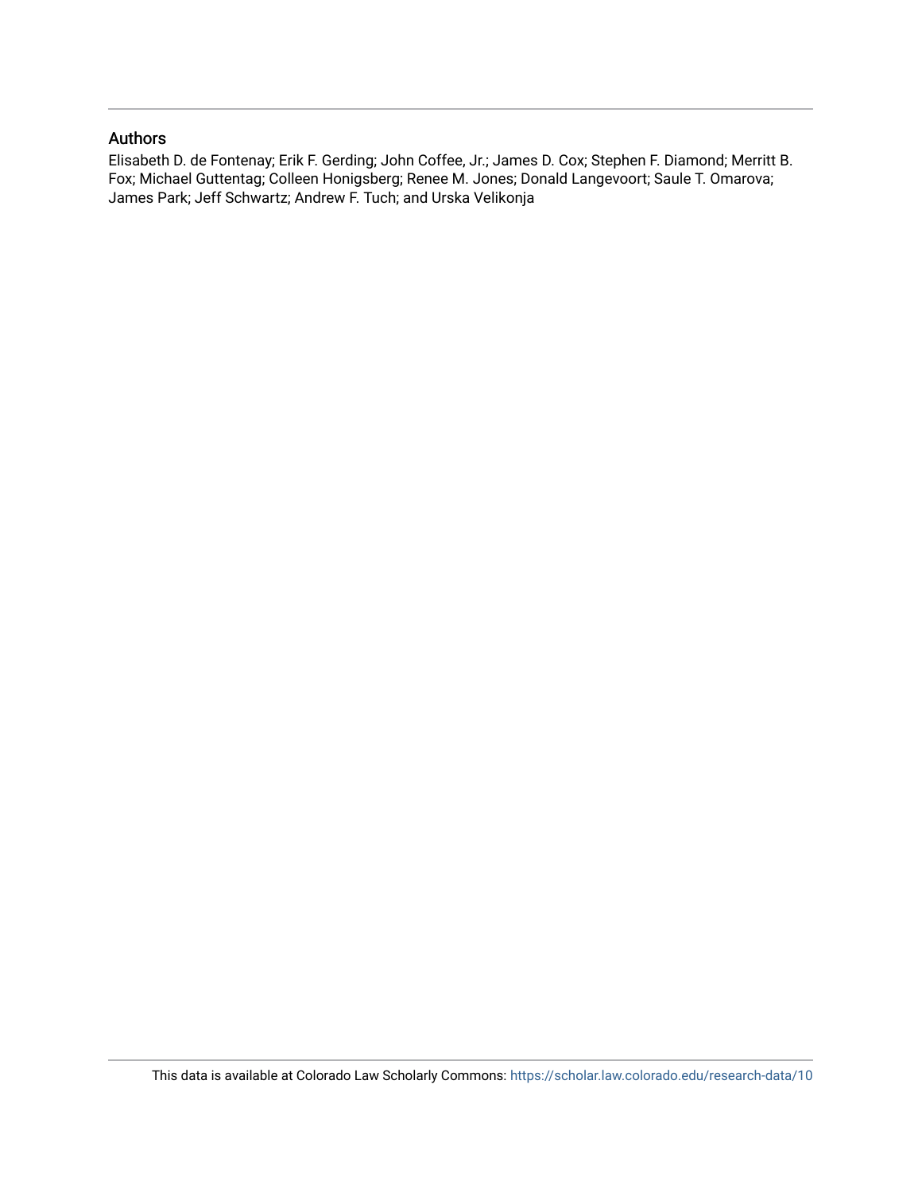## Authors

Elisabeth D. de Fontenay; Erik F. Gerding; John Coffee, Jr.; James D. Cox; Stephen F. Diamond; Merritt B. Fox; Michael Guttentag; Colleen Honigsberg; Renee M. Jones; Donald Langevoort; Saule T. Omarova; James Park; Jeff Schwartz; Andrew F. Tuch; and Urska Velikonja

This data is available at Colorado Law Scholarly Commons: https://scholar.law.colorado.edu/research-data/10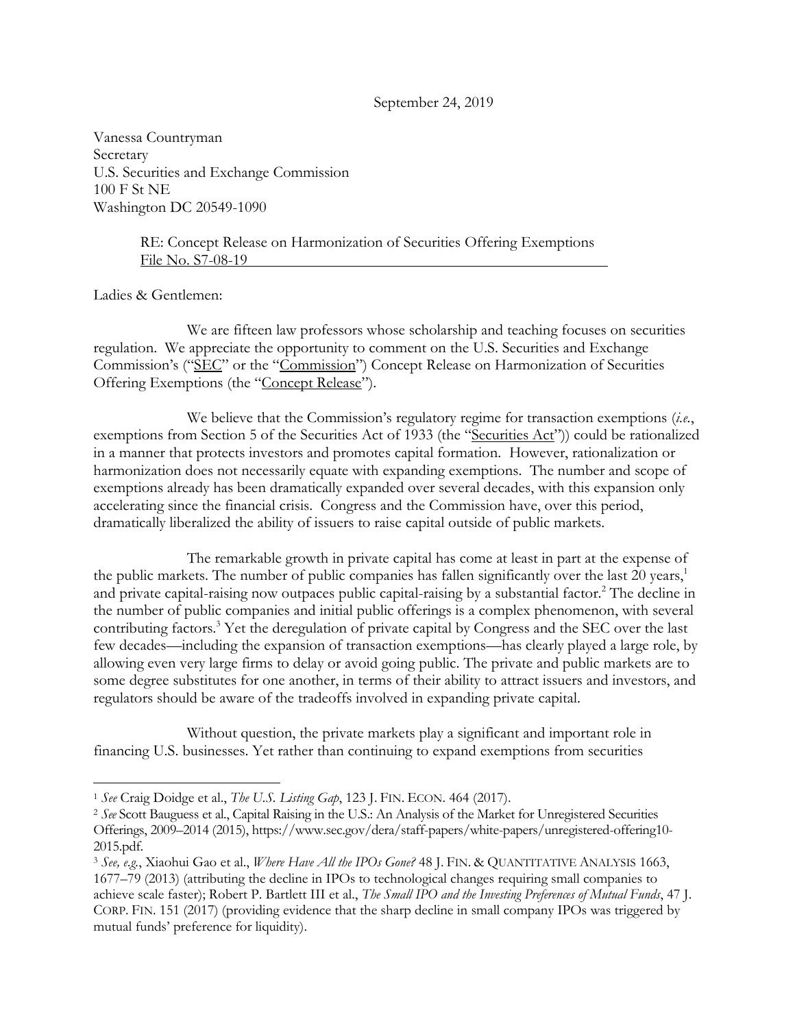September 24, 2019

Vanessa Countryman
Secretary
U.S. Securities and Exchange Commission
100 F St NE
Washington DC 20549-1090

RE: Concept Release on Harmonization of Securities Offering Exemptions
File No. S7-08-19

Ladies & Gentlemen:

We are fifteen law professors whose scholarship and teaching focuses on securities regulation. We appreciate the opportunity to comment on the U.S. Securities and Exchange Commission's ("SEC" or the "Commission") Concept Release on Harmonization of Securities Offering Exemptions (the "Concept Release").

We believe that the Commission's regulatory regime for transaction exemptions (*i.e.*, exemptions from Section 5 of the Securities Act of 1933 (the "Securities Act")) could be rationalized in a manner that protects investors and promotes capital formation. However, rationalization or harmonization does not necessarily equate with expanding exemptions. The number and scope of exemptions already has been dramatically expanded over several decades, with this expansion only accelerating since the financial crisis. Congress and the Commission have, over this period, dramatically liberalized the ability of issuers to raise capital outside of public markets.

The remarkable growth in private capital has come at least in part at the expense of the public markets. The number of public companies has fallen significantly over the last 20 years,[1] and private capital-raising now outpaces public capital-raising by a substantial factor.[2] The decline in the number of public companies and initial public offerings is a complex phenomenon, with several contributing factors.[3] Yet the deregulation of private capital by Congress and the SEC over the last few decades—including the expansion of transaction exemptions—has clearly played a large role, by allowing even very large firms to delay or avoid going public. The private and public markets are to some degree substitutes for one another, in terms of their ability to attract issuers and investors, and regulators should be aware of the tradeoffs involved in expanding private capital.

Without question, the private markets play a significant and important role in financing U.S. businesses. Yet rather than continuing to expand exemptions from securities

---

[1] *See* Craig Doidge et al., *The U.S. Listing Gap*, 123 J. FIN. ECON. 464 (2017).

[2] *See* Scott Bauguess et al., Capital Raising in the U.S.: An Analysis of the Market for Unregistered Securities Offerings, 2009–2014 (2015), https://www.sec.gov/dera/staff-papers/white-papers/unregistered-offering10-2015.pdf.

[3] *See, e.g.*, Xiaohui Gao et al., *Where Have All the IPOs Gone?* 48 J. FIN. & QUANTITATIVE ANALYSIS 1663, 1677–79 (2013) (attributing the decline in IPOs to technological changes requiring small companies to achieve scale faster); Robert P. Bartlett III et al., *The Small IPO and the Investing Preferences of Mutual Funds*, 47 J. CORP. FIN. 151 (2017) (providing evidence that the sharp decline in small company IPOs was triggered by mutual funds' preference for liquidity).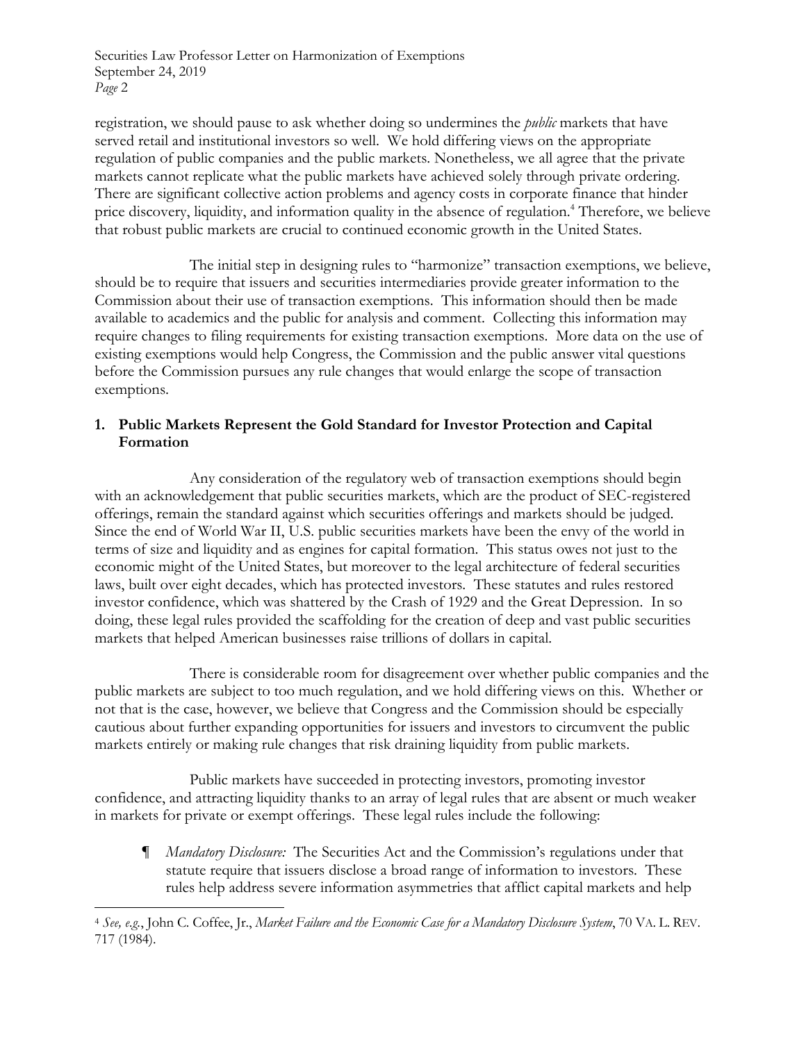registration, we should pause to ask whether doing so undermines the *public* markets that have served retail and institutional investors so well. We hold differing views on the appropriate regulation of public companies and the public markets. Nonetheless, we all agree that the private markets cannot replicate what the public markets have achieved solely through private ordering. There are significant collective action problems and agency costs in corporate finance that hinder price discovery, liquidity, and information quality in the absence of regulation.[4] Therefore, we believe that robust public markets are crucial to continued economic growth in the United States.

The initial step in designing rules to "harmonize" transaction exemptions, we believe, should be to require that issuers and securities intermediaries provide greater information to the Commission about their use of transaction exemptions. This information should then be made available to academics and the public for analysis and comment. Collecting this information may require changes to filing requirements for existing transaction exemptions. More data on the use of existing exemptions would help Congress, the Commission and the public answer vital questions before the Commission pursues any rule changes that would enlarge the scope of transaction exemptions.

## 1. Public Markets Represent the Gold Standard for Investor Protection and Capital Formation

Any consideration of the regulatory web of transaction exemptions should begin with an acknowledgement that public securities markets, which are the product of SEC-registered offerings, remain the standard against which securities offerings and markets should be judged. Since the end of World War II, U.S. public securities markets have been the envy of the world in terms of size and liquidity and as engines for capital formation. This status owes not just to the economic might of the United States, but moreover to the legal architecture of federal securities laws, built over eight decades, which has protected investors. These statutes and rules restored investor confidence, which was shattered by the Crash of 1929 and the Great Depression. In so doing, these legal rules provided the scaffolding for the creation of deep and vast public securities markets that helped American businesses raise trillions of dollars in capital.

There is considerable room for disagreement over whether public companies and the public markets are subject to too much regulation, and we hold differing views on this. Whether or not that is the case, however, we believe that Congress and the Commission should be especially cautious about further expanding opportunities for issuers and investors to circumvent the public markets entirely or making rule changes that risk draining liquidity from public markets.

Public markets have succeeded in protecting investors, promoting investor confidence, and attracting liquidity thanks to an array of legal rules that are absent or much weaker in markets for private or exempt offerings. These legal rules include the following:

¶ *Mandatory Disclosure:* The Securities Act and the Commission's regulations under that statute require that issuers disclose a broad range of information to investors. These rules help address severe information asymmetries that afflict capital markets and help

---

[4] *See, e.g.*, John C. Coffee, Jr., *Market Failure and the Economic Case for a Mandatory Disclosure System*, 70 VA. L. REV. 717 (1984).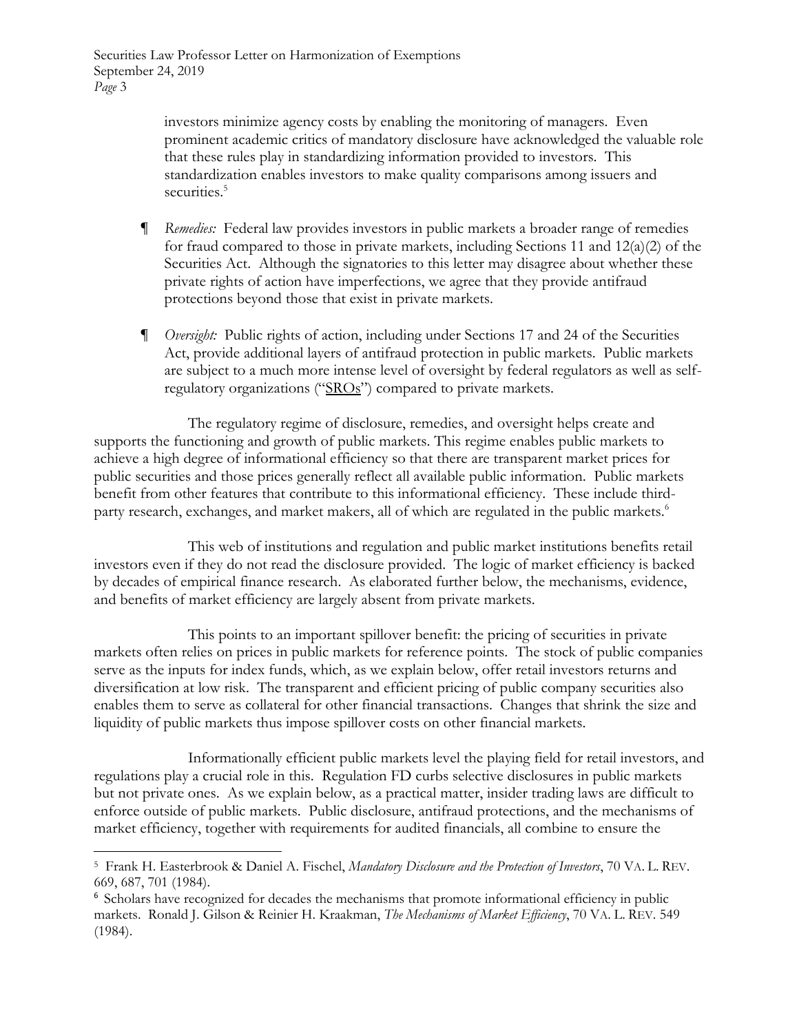investors minimize agency costs by enabling the monitoring of managers. Even prominent academic critics of mandatory disclosure have acknowledged the valuable role that these rules play in standardizing information provided to investors. This standardization enables investors to make quality comparisons among issuers and securities.[5]

¶ *Remedies:* Federal law provides investors in public markets a broader range of remedies for fraud compared to those in private markets, including Sections 11 and 12(a)(2) of the Securities Act. Although the signatories to this letter may disagree about whether these private rights of action have imperfections, we agree that they provide antifraud protections beyond those that exist in private markets.

¶ *Oversight:* Public rights of action, including under Sections 17 and 24 of the Securities Act, provide additional layers of antifraud protection in public markets. Public markets are subject to a much more intense level of oversight by federal regulators as well as self-regulatory organizations ("SROs") compared to private markets.

The regulatory regime of disclosure, remedies, and oversight helps create and supports the functioning and growth of public markets. This regime enables public markets to achieve a high degree of informational efficiency so that there are transparent market prices for public securities and those prices generally reflect all available public information. Public markets benefit from other features that contribute to this informational efficiency. These include third-party research, exchanges, and market makers, all of which are regulated in the public markets.[6]

This web of institutions and regulation and public market institutions benefits retail investors even if they do not read the disclosure provided. The logic of market efficiency is backed by decades of empirical finance research. As elaborated further below, the mechanisms, evidence, and benefits of market efficiency are largely absent from private markets.

This points to an important spillover benefit: the pricing of securities in private markets often relies on prices in public markets for reference points. The stock of public companies serve as the inputs for index funds, which, as we explain below, offer retail investors returns and diversification at low risk. The transparent and efficient pricing of public company securities also enables them to serve as collateral for other financial transactions. Changes that shrink the size and liquidity of public markets thus impose spillover costs on other financial markets.

Informationally efficient public markets level the playing field for retail investors, and regulations play a crucial role in this. Regulation FD curbs selective disclosures in public markets but not private ones. As we explain below, as a practical matter, insider trading laws are difficult to enforce outside of public markets. Public disclosure, antifraud protections, and the mechanisms of market efficiency, together with requirements for audited financials, all combine to ensure the

---

[5] Frank H. Easterbrook & Daniel A. Fischel, *Mandatory Disclosure and the Protection of Investors*, 70 VA. L. REV. 669, 687, 701 (1984).

[6] Scholars have recognized for decades the mechanisms that promote informational efficiency in public markets. Ronald J. Gilson & Reinier H. Kraakman, *The Mechanisms of Market Efficiency*, 70 VA. L. REV. 549 (1984).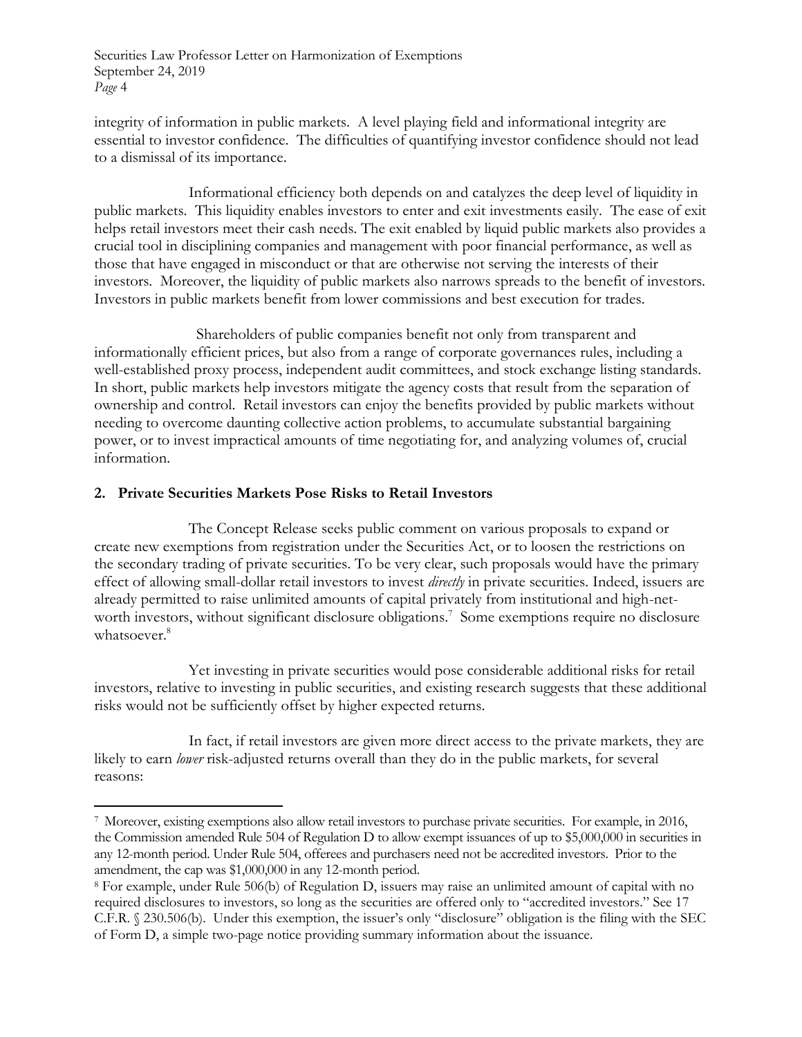integrity of information in public markets. A level playing field and informational integrity are essential to investor confidence. The difficulties of quantifying investor confidence should not lead to a dismissal of its importance.

Informational efficiency both depends on and catalyzes the deep level of liquidity in public markets. This liquidity enables investors to enter and exit investments easily. The ease of exit helps retail investors meet their cash needs. The exit enabled by liquid public markets also provides a crucial tool in disciplining companies and management with poor financial performance, as well as those that have engaged in misconduct or that are otherwise not serving the interests of their investors. Moreover, the liquidity of public markets also narrows spreads to the benefit of investors. Investors in public markets benefit from lower commissions and best execution for trades.

Shareholders of public companies benefit not only from transparent and informationally efficient prices, but also from a range of corporate governances rules, including a well-established proxy process, independent audit committees, and stock exchange listing standards. In short, public markets help investors mitigate the agency costs that result from the separation of ownership and control. Retail investors can enjoy the benefits provided by public markets without needing to overcome daunting collective action problems, to accumulate substantial bargaining power, or to invest impractical amounts of time negotiating for, and analyzing volumes of, crucial information.

## 2. Private Securities Markets Pose Risks to Retail Investors

The Concept Release seeks public comment on various proposals to expand or create new exemptions from registration under the Securities Act, or to loosen the restrictions on the secondary trading of private securities. To be very clear, such proposals would have the primary effect of allowing small-dollar retail investors to invest *directly* in private securities. Indeed, issuers are already permitted to raise unlimited amounts of capital privately from institutional and high-net-worth investors, without significant disclosure obligations.[7] Some exemptions require no disclosure whatsoever.[8]

Yet investing in private securities would pose considerable additional risks for retail investors, relative to investing in public securities, and existing research suggests that these additional risks would not be sufficiently offset by higher expected returns.

In fact, if retail investors are given more direct access to the private markets, they are likely to earn *lower* risk-adjusted returns overall than they do in the public markets, for several reasons:

---

[7] Moreover, existing exemptions also allow retail investors to purchase private securities. For example, in 2016, the Commission amended Rule 504 of Regulation D to allow exempt issuances of up to $5,000,000 in securities in any 12-month period. Under Rule 504, offerees and purchasers need not be accredited investors. Prior to the amendment, the cap was $1,000,000 in any 12-month period.

[8] For example, under Rule 506(b) of Regulation D, issuers may raise an unlimited amount of capital with no required disclosures to investors, so long as the securities are offered only to "accredited investors." See 17 C.F.R. § 230.506(b). Under this exemption, the issuer's only "disclosure" obligation is the filing with the SEC of Form D, a simple two-page notice providing summary information about the issuance.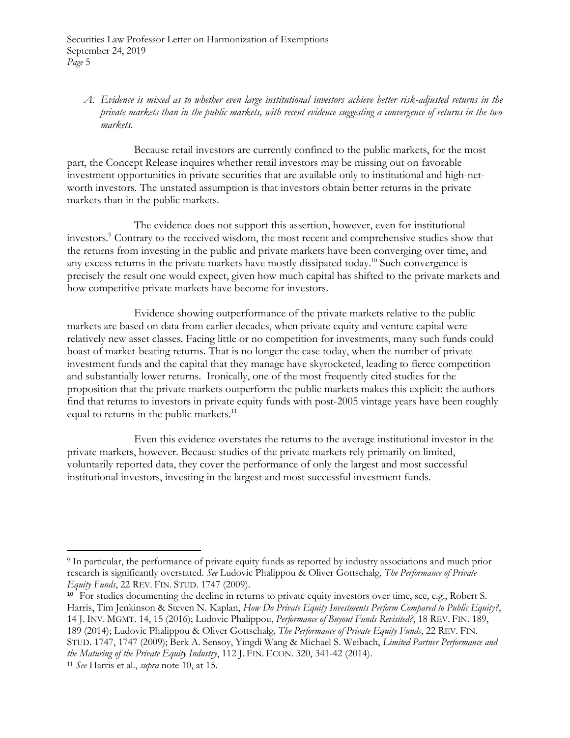*A. Evidence is mixed as to whether even large institutional investors achieve better risk-adjusted returns in the private markets than in the public markets, with recent evidence suggesting a convergence of returns in the two markets.*

Because retail investors are currently confined to the public markets, for the most part, the Concept Release inquires whether retail investors may be missing out on favorable investment opportunities in private securities that are available only to institutional and high-net-worth investors. The unstated assumption is that investors obtain better returns in the private markets than in the public markets.

The evidence does not support this assertion, however, even for institutional investors.[9] Contrary to the received wisdom, the most recent and comprehensive studies show that the returns from investing in the public and private markets have been converging over time, and any excess returns in the private markets have mostly dissipated today.[10] Such convergence is precisely the result one would expect, given how much capital has shifted to the private markets and how competitive private markets have become for investors.

Evidence showing outperformance of the private markets relative to the public markets are based on data from earlier decades, when private equity and venture capital were relatively new asset classes. Facing little or no competition for investments, many such funds could boast of market-beating returns. That is no longer the case today, when the number of private investment funds and the capital that they manage have skyrocketed, leading to fierce competition and substantially lower returns. Ironically, one of the most frequently cited studies for the proposition that the private markets outperform the public markets makes this explicit: the authors find that returns to investors in private equity funds with post-2005 vintage years have been roughly equal to returns in the public markets.[11]

Even this evidence overstates the returns to the average institutional investor in the private markets, however. Because studies of the private markets rely primarily on limited, voluntarily reported data, they cover the performance of only the largest and most successful institutional investors, investing in the largest and most successful investment funds.

---

[9] In particular, the performance of private equity funds as reported by industry associations and much prior research is significantly overstated. *See* Ludovic Phalippou & Oliver Gottschalg, *The Performance of Private Equity Funds*, 22 REV. FIN. STUD. 1747 (2009).

[10] For studies documenting the decline in returns to private equity investors over time, see, e.g., Robert S. Harris, Tim Jenkinson & Steven N. Kaplan, *How Do Private Equity Investments Perform Compared to Public Equity?*, 14 J. INV. MGMT. 14, 15 (2016); Ludovic Phalippou, *Performance of Buyout Funds Revisited?*, 18 REV. FIN. 189, 189 (2014); Ludovic Phalippou & Oliver Gottschalg, *The Performance of Private Equity Funds*, 22 REV. FIN. STUD. 1747, 1747 (2009); Berk A. Sensoy, Yingdi Wang & Michael S. Weibach, *Limited Partner Performance and the Maturing of the Private Equity Industry*, 112 J. FIN. ECON. 320, 341-42 (2014).

[11] *See* Harris et al., *supra* note 10, at 15.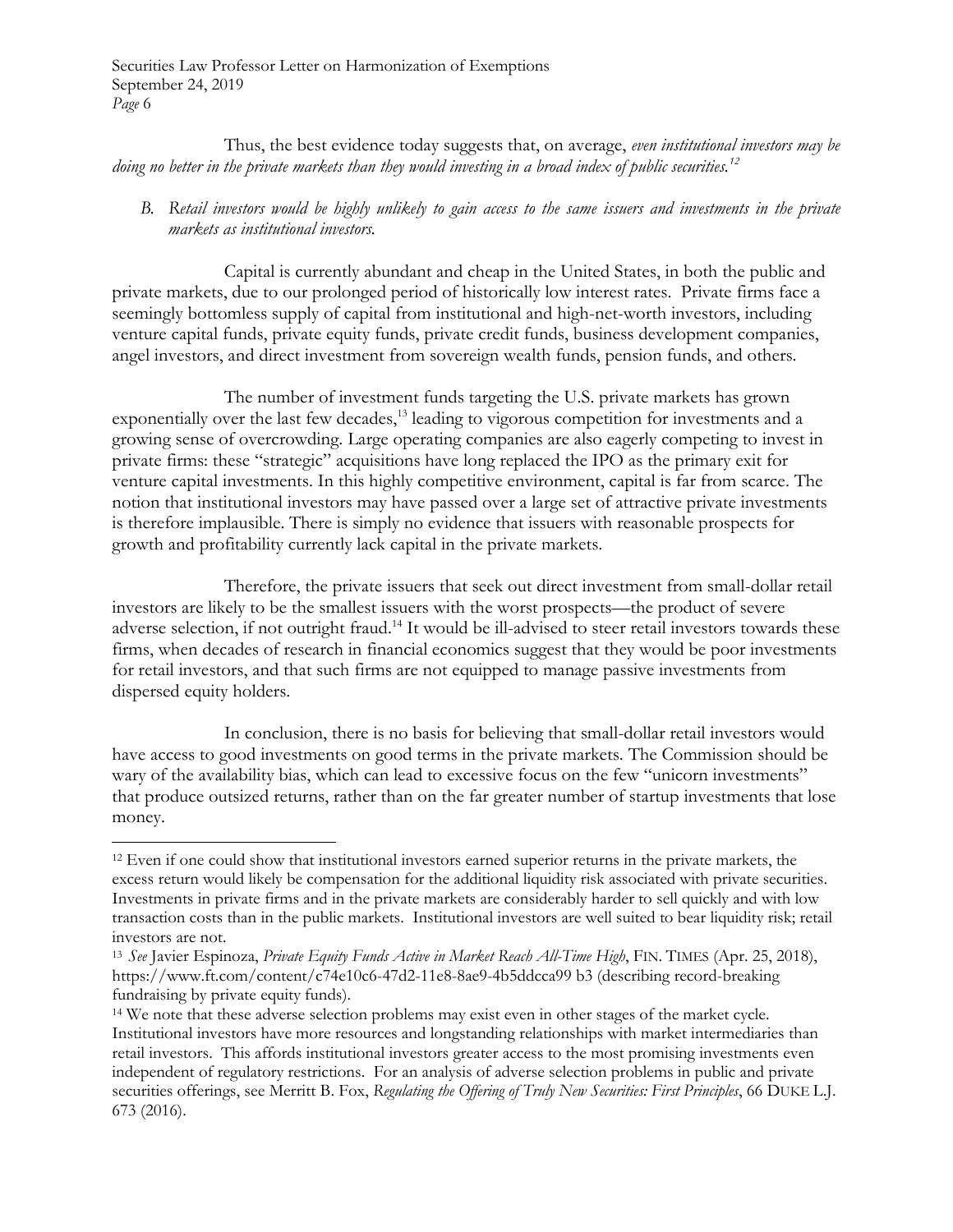Thus, the best evidence today suggests that, on average, *even institutional investors may be doing no better in the private markets than they would investing in a broad index of public securities.*[12]

*B. Retail investors would be highly unlikely to gain access to the same issuers and investments in the private markets as institutional investors.*

Capital is currently abundant and cheap in the United States, in both the public and private markets, due to our prolonged period of historically low interest rates. Private firms face a seemingly bottomless supply of capital from institutional and high-net-worth investors, including venture capital funds, private equity funds, private credit funds, business development companies, angel investors, and direct investment from sovereign wealth funds, pension funds, and others.

The number of investment funds targeting the U.S. private markets has grown exponentially over the last few decades,[13] leading to vigorous competition for investments and a growing sense of overcrowding. Large operating companies are also eagerly competing to invest in private firms: these "strategic" acquisitions have long replaced the IPO as the primary exit for venture capital investments. In this highly competitive environment, capital is far from scarce. The notion that institutional investors may have passed over a large set of attractive private investments is therefore implausible. There is simply no evidence that issuers with reasonable prospects for growth and profitability currently lack capital in the private markets.

Therefore, the private issuers that seek out direct investment from small-dollar retail investors are likely to be the smallest issuers with the worst prospects—the product of severe adverse selection, if not outright fraud.[14] It would be ill-advised to steer retail investors towards these firms, when decades of research in financial economics suggest that they would be poor investments for retail investors, and that such firms are not equipped to manage passive investments from dispersed equity holders.

In conclusion, there is no basis for believing that small-dollar retail investors would have access to good investments on good terms in the private markets. The Commission should be wary of the availability bias, which can lead to excessive focus on the few "unicorn investments" that produce outsized returns, rather than on the far greater number of startup investments that lose money.

---

[12] Even if one could show that institutional investors earned superior returns in the private markets, the excess return would likely be compensation for the additional liquidity risk associated with private securities. Investments in private firms and in the private markets are considerably harder to sell quickly and with low transaction costs than in the public markets. Institutional investors are well suited to bear liquidity risk; retail investors are not.

[13] *See* Javier Espinoza, *Private Equity Funds Active in Market Reach All-Time High*, FIN. TIMES (Apr. 25, 2018), https://www.ft.com/content/c74e10c6-47d2-11e8-8ae9-4b5ddcca99 b3 (describing record-breaking fundraising by private equity funds).

[14] We note that these adverse selection problems may exist even in other stages of the market cycle. Institutional investors have more resources and longstanding relationships with market intermediaries than retail investors. This affords institutional investors greater access to the most promising investments even independent of regulatory restrictions. For an analysis of adverse selection problems in public and private securities offerings, see Merritt B. Fox, *Regulating the Offering of Truly New Securities: First Principles*, 66 DUKE L.J. 673 (2016).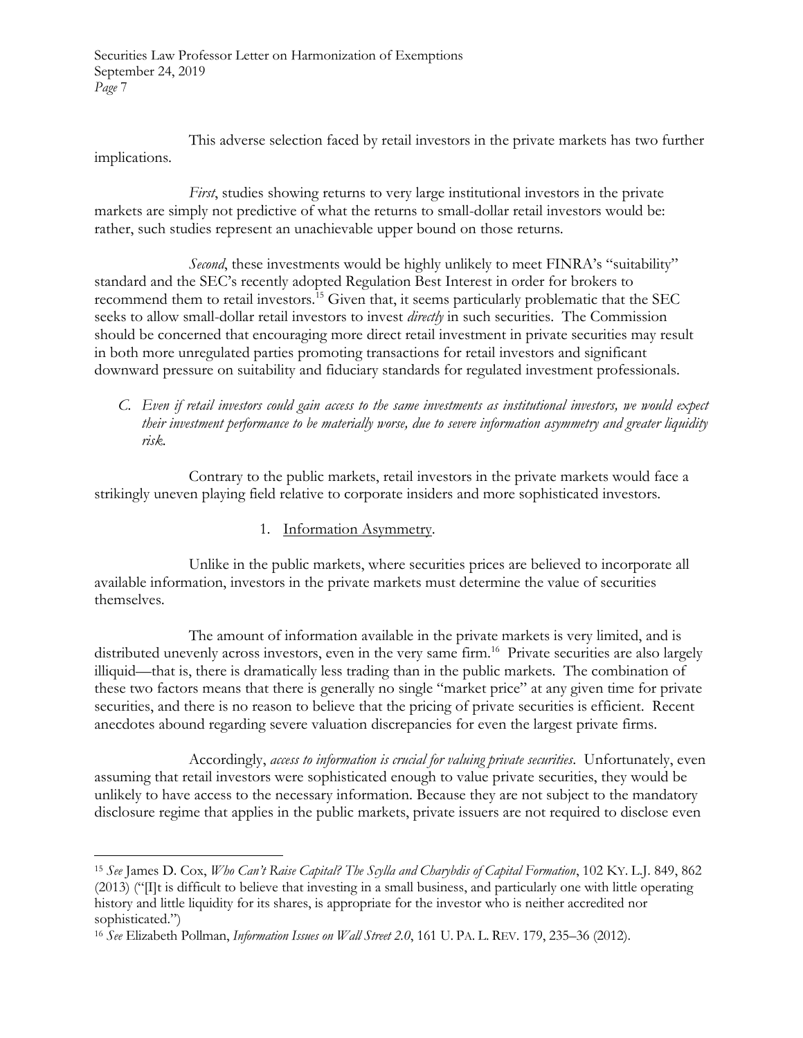This adverse selection faced by retail investors in the private markets has two further implications.

*First*, studies showing returns to very large institutional investors in the private markets are simply not predictive of what the returns to small-dollar retail investors would be: rather, such studies represent an unachievable upper bound on those returns.

*Second*, these investments would be highly unlikely to meet FINRA's "suitability" standard and the SEC's recently adopted Regulation Best Interest in order for brokers to recommend them to retail investors.[15] Given that, it seems particularly problematic that the SEC seeks to allow small-dollar retail investors to invest *directly* in such securities. The Commission should be concerned that encouraging more direct retail investment in private securities may result in both more unregulated parties promoting transactions for retail investors and significant downward pressure on suitability and fiduciary standards for regulated investment professionals.

C. *Even if retail investors could gain access to the same investments as institutional investors, we would expect their investment performance to be materially worse, due to severe information asymmetry and greater liquidity risk.*

Contrary to the public markets, retail investors in the private markets would face a strikingly uneven playing field relative to corporate insiders and more sophisticated investors.

1. Information Asymmetry.

Unlike in the public markets, where securities prices are believed to incorporate all available information, investors in the private markets must determine the value of securities themselves.

The amount of information available in the private markets is very limited, and is distributed unevenly across investors, even in the very same firm.[16] Private securities are also largely illiquid—that is, there is dramatically less trading than in the public markets. The combination of these two factors means that there is generally no single "market price" at any given time for private securities, and there is no reason to believe that the pricing of private securities is efficient. Recent anecdotes abound regarding severe valuation discrepancies for even the largest private firms.

Accordingly, *access to information is crucial for valuing private securities*. Unfortunately, even assuming that retail investors were sophisticated enough to value private securities, they would be unlikely to have access to the necessary information. Because they are not subject to the mandatory disclosure regime that applies in the public markets, private issuers are not required to disclose even

---

[15] *See* James D. Cox, *Who Can't Raise Capital? The Scylla and Charybdis of Capital Formation*, 102 KY. L.J. 849, 862 (2013) ("[I]t is difficult to believe that investing in a small business, and particularly one with little operating history and little liquidity for its shares, is appropriate for the investor who is neither accredited nor sophisticated.")

[16] *See* Elizabeth Pollman, *Information Issues on Wall Street 2.0*, 161 U. PA. L. REV. 179, 235–36 (2012).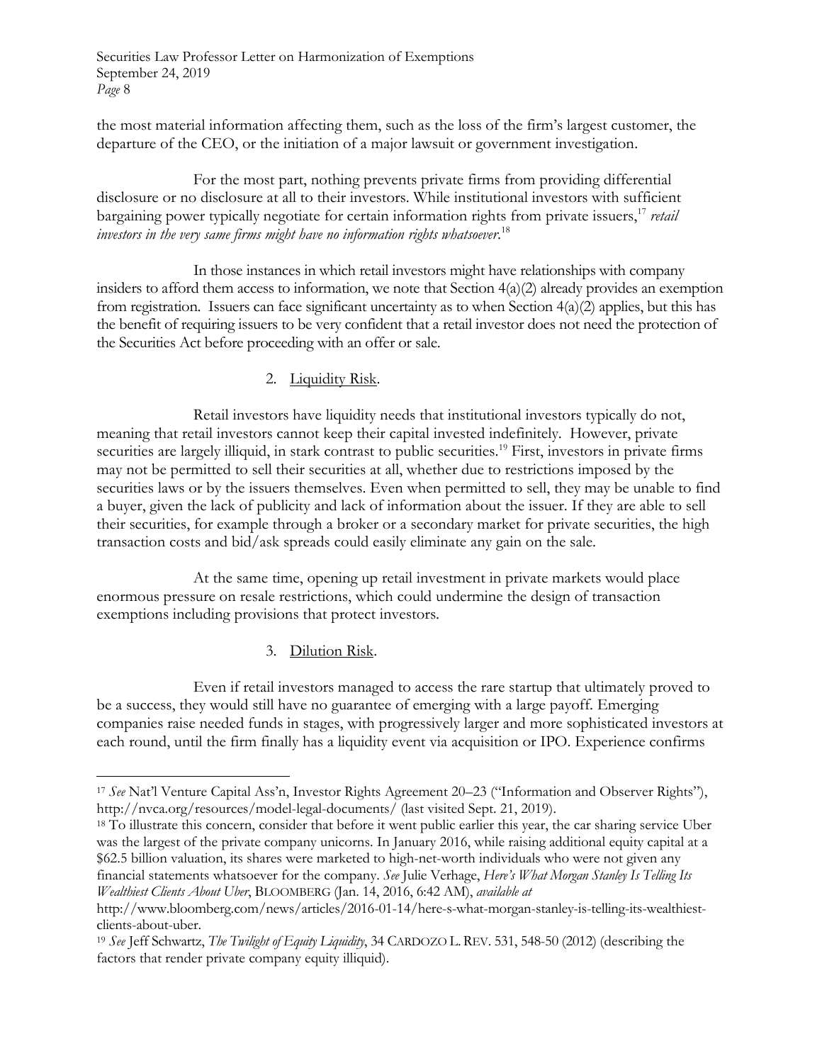the most material information affecting them, such as the loss of the firm's largest customer, the departure of the CEO, or the initiation of a major lawsuit or government investigation.

For the most part, nothing prevents private firms from providing differential disclosure or no disclosure at all to their investors. While institutional investors with sufficient bargaining power typically negotiate for certain information rights from private issuers,[17] *retail investors in the very same firms might have no information rights whatsoever*.[18]

In those instances in which retail investors might have relationships with company insiders to afford them access to information, we note that Section 4(a)(2) already provides an exemption from registration. Issuers can face significant uncertainty as to when Section 4(a)(2) applies, but this has the benefit of requiring issuers to be very confident that a retail investor does not need the protection of the Securities Act before proceeding with an offer or sale.

2. Liquidity Risk.

Retail investors have liquidity needs that institutional investors typically do not, meaning that retail investors cannot keep their capital invested indefinitely. However, private securities are largely illiquid, in stark contrast to public securities.[19] First, investors in private firms may not be permitted to sell their securities at all, whether due to restrictions imposed by the securities laws or by the issuers themselves. Even when permitted to sell, they may be unable to find a buyer, given the lack of publicity and lack of information about the issuer. If they are able to sell their securities, for example through a broker or a secondary market for private securities, the high transaction costs and bid/ask spreads could easily eliminate any gain on the sale.

At the same time, opening up retail investment in private markets would place enormous pressure on resale restrictions, which could undermine the design of transaction exemptions including provisions that protect investors.

3. Dilution Risk.

Even if retail investors managed to access the rare startup that ultimately proved to be a success, they would still have no guarantee of emerging with a large payoff. Emerging companies raise needed funds in stages, with progressively larger and more sophisticated investors at each round, until the firm finally has a liquidity event via acquisition or IPO. Experience confirms

---

[17] *See* Nat'l Venture Capital Ass'n, Investor Rights Agreement 20–23 ("Information and Observer Rights"), http://nvca.org/resources/model-legal-documents/ (last visited Sept. 21, 2019).

[18] To illustrate this concern, consider that before it went public earlier this year, the car sharing service Uber was the largest of the private company unicorns. In January 2016, while raising additional equity capital at a $62.5 billion valuation, its shares were marketed to high-net-worth individuals who were not given any financial statements whatsoever for the company. *See* Julie Verhage, *Here's What Morgan Stanley Is Telling Its Wealthiest Clients About Uber*, BLOOMBERG (Jan. 14, 2016, 6:42 AM), *available at* http://www.bloomberg.com/news/articles/2016-01-14/here-s-what-morgan-stanley-is-telling-its-wealthiest-clients-about-uber.

[19] *See* Jeff Schwartz, *The Twilight of Equity Liquidity*, 34 CARDOZO L. REV. 531, 548-50 (2012) (describing the factors that render private company equity illiquid).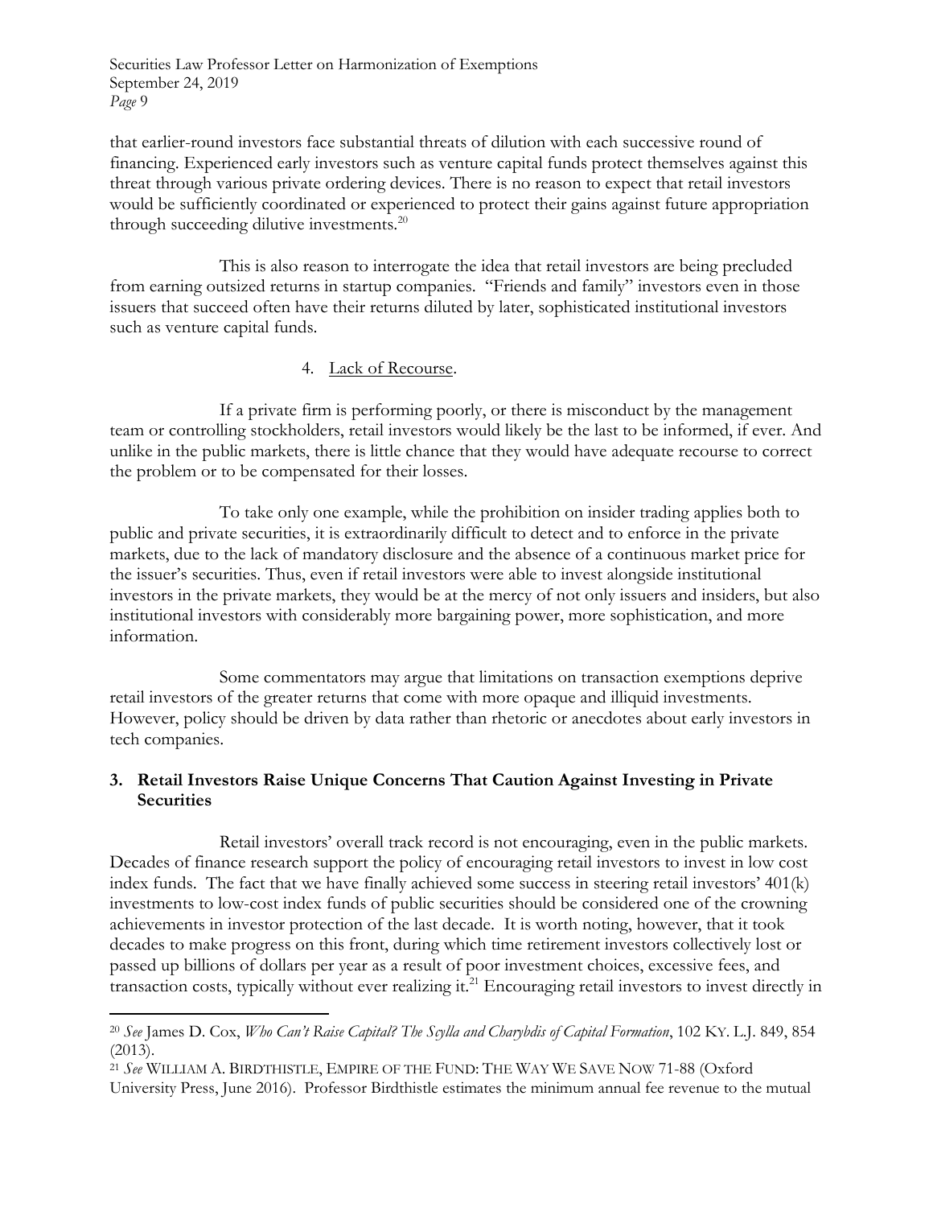that earlier-round investors face substantial threats of dilution with each successive round of financing. Experienced early investors such as venture capital funds protect themselves against this threat through various private ordering devices. There is no reason to expect that retail investors would be sufficiently coordinated or experienced to protect their gains against future appropriation through succeeding dilutive investments.[20]

This is also reason to interrogate the idea that retail investors are being precluded from earning outsized returns in startup companies. "Friends and family" investors even in those issuers that succeed often have their returns diluted by later, sophisticated institutional investors such as venture capital funds.

4. Lack of Recourse.

If a private firm is performing poorly, or there is misconduct by the management team or controlling stockholders, retail investors would likely be the last to be informed, if ever. And unlike in the public markets, there is little chance that they would have adequate recourse to correct the problem or to be compensated for their losses.

To take only one example, while the prohibition on insider trading applies both to public and private securities, it is extraordinarily difficult to detect and to enforce in the private markets, due to the lack of mandatory disclosure and the absence of a continuous market price for the issuer's securities. Thus, even if retail investors were able to invest alongside institutional investors in the private markets, they would be at the mercy of not only issuers and insiders, but also institutional investors with considerably more bargaining power, more sophistication, and more information.

Some commentators may argue that limitations on transaction exemptions deprive retail investors of the greater returns that come with more opaque and illiquid investments. However, policy should be driven by data rather than rhetoric or anecdotes about early investors in tech companies.

### 3. Retail Investors Raise Unique Concerns That Caution Against Investing in Private Securities

Retail investors' overall track record is not encouraging, even in the public markets. Decades of finance research support the policy of encouraging retail investors to invest in low cost index funds. The fact that we have finally achieved some success in steering retail investors' 401(k) investments to low-cost index funds of public securities should be considered one of the crowning achievements in investor protection of the last decade. It is worth noting, however, that it took decades to make progress on this front, during which time retirement investors collectively lost or passed up billions of dollars per year as a result of poor investment choices, excessive fees, and transaction costs, typically without ever realizing it.[21] Encouraging retail investors to invest directly in

---

[20] *See* James D. Cox, *Who Can't Raise Capital? The Scylla and Charybdis of Capital Formation*, 102 KY. L.J. 849, 854 (2013).

[21] *See* WILLIAM A. BIRDTHISTLE, EMPIRE OF THE FUND: THE WAY WE SAVE NOW 71-88 (Oxford University Press, June 2016). Professor Birdthistle estimates the minimum annual fee revenue to the mutual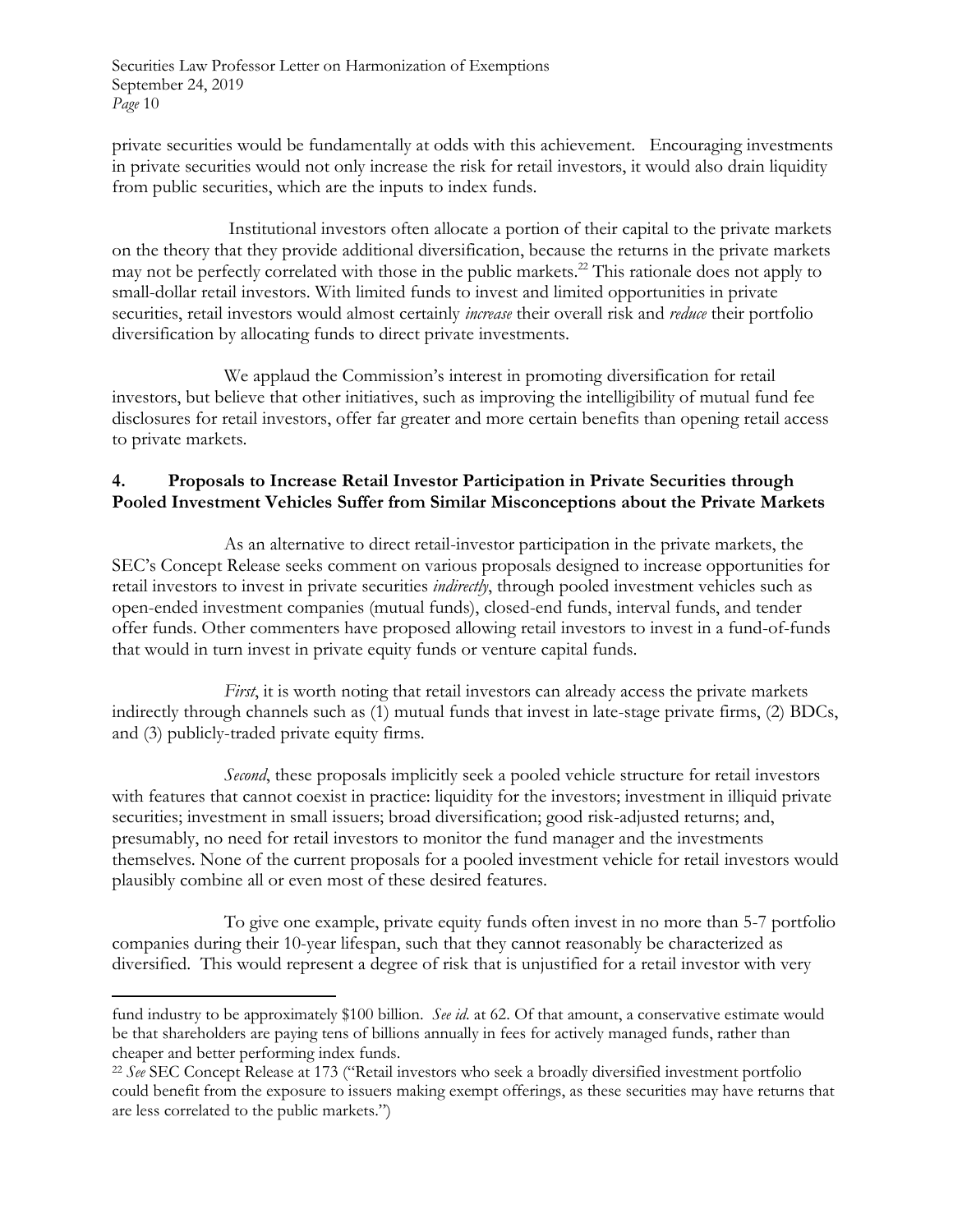private securities would be fundamentally at odds with this achievement. Encouraging investments in private securities would not only increase the risk for retail investors, it would also drain liquidity from public securities, which are the inputs to index funds.

Institutional investors often allocate a portion of their capital to the private markets on the theory that they provide additional diversification, because the returns in the private markets may not be perfectly correlated with those in the public markets.[22] This rationale does not apply to small-dollar retail investors. With limited funds to invest and limited opportunities in private securities, retail investors would almost certainly *increase* their overall risk and *reduce* their portfolio diversification by allocating funds to direct private investments.

We applaud the Commission's interest in promoting diversification for retail investors, but believe that other initiatives, such as improving the intelligibility of mutual fund fee disclosures for retail investors, offer far greater and more certain benefits than opening retail access to private markets.

## 4. Proposals to Increase Retail Investor Participation in Private Securities through Pooled Investment Vehicles Suffer from Similar Misconceptions about the Private Markets

As an alternative to direct retail-investor participation in the private markets, the SEC's Concept Release seeks comment on various proposals designed to increase opportunities for retail investors to invest in private securities *indirectly*, through pooled investment vehicles such as open-ended investment companies (mutual funds), closed-end funds, interval funds, and tender offer funds. Other commenters have proposed allowing retail investors to invest in a fund-of-funds that would in turn invest in private equity funds or venture capital funds.

*First*, it is worth noting that retail investors can already access the private markets indirectly through channels such as (1) mutual funds that invest in late-stage private firms, (2) BDCs, and (3) publicly-traded private equity firms.

*Second*, these proposals implicitly seek a pooled vehicle structure for retail investors with features that cannot coexist in practice: liquidity for the investors; investment in illiquid private securities; investment in small issuers; broad diversification; good risk-adjusted returns; and, presumably, no need for retail investors to monitor the fund manager and the investments themselves. None of the current proposals for a pooled investment vehicle for retail investors would plausibly combine all or even most of these desired features.

To give one example, private equity funds often invest in no more than 5-7 portfolio companies during their 10-year lifespan, such that they cannot reasonably be characterized as diversified. This would represent a degree of risk that is unjustified for a retail investor with very

---

fund industry to be approximately $100 billion. *See id*. at 62. Of that amount, a conservative estimate would be that shareholders are paying tens of billions annually in fees for actively managed funds, rather than cheaper and better performing index funds.

[22] *See* SEC Concept Release at 173 ("Retail investors who seek a broadly diversified investment portfolio could benefit from the exposure to issuers making exempt offerings, as these securities may have returns that are less correlated to the public markets.")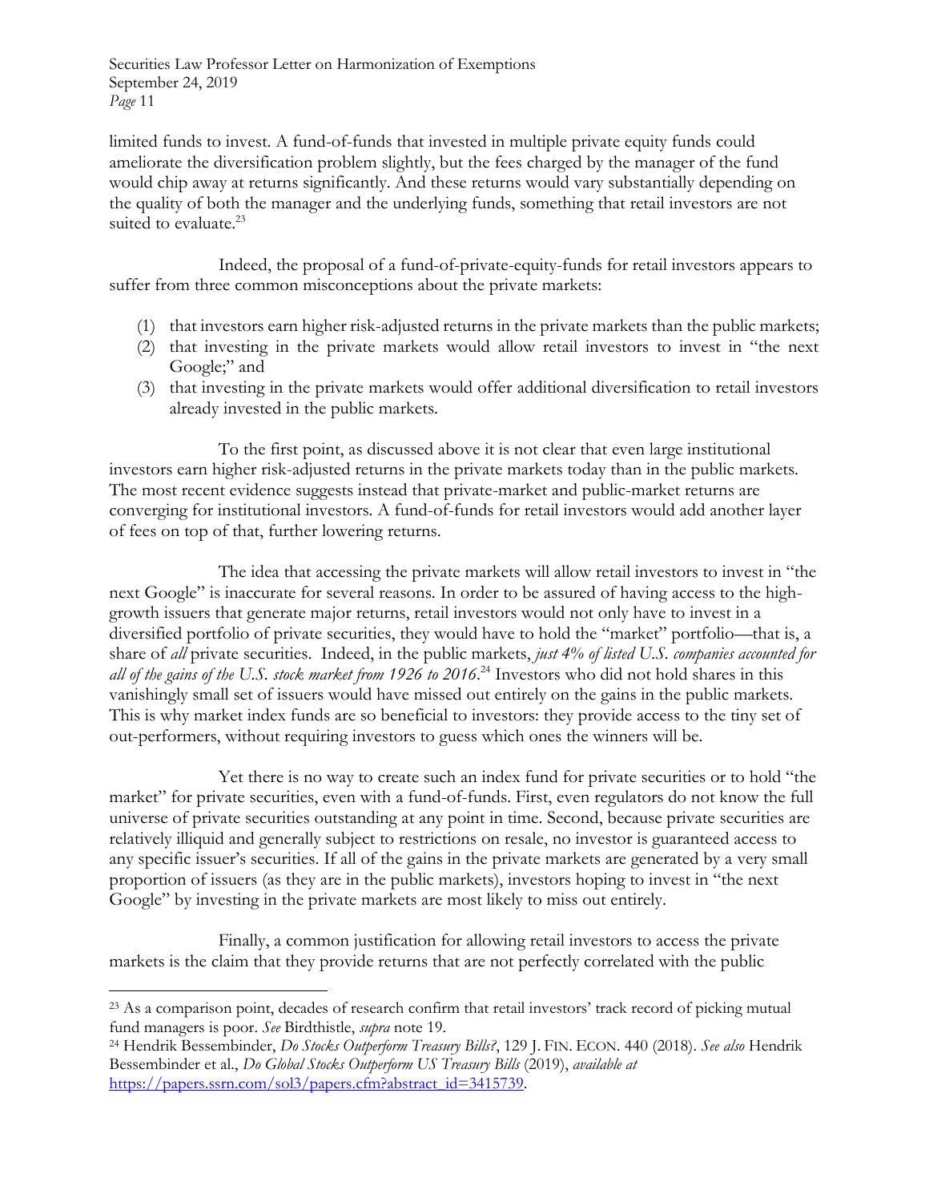limited funds to invest. A fund-of-funds that invested in multiple private equity funds could ameliorate the diversification problem slightly, but the fees charged by the manager of the fund would chip away at returns significantly. And these returns would vary substantially depending on the quality of both the manager and the underlying funds, something that retail investors are not suited to evaluate.[23]

Indeed, the proposal of a fund-of-private-equity-funds for retail investors appears to suffer from three common misconceptions about the private markets:

(1) that investors earn higher risk-adjusted returns in the private markets than the public markets;
(2) that investing in the private markets would allow retail investors to invest in "the next Google;" and
(3) that investing in the private markets would offer additional diversification to retail investors already invested in the public markets.

To the first point, as discussed above it is not clear that even large institutional investors earn higher risk-adjusted returns in the private markets today than in the public markets. The most recent evidence suggests instead that private-market and public-market returns are converging for institutional investors. A fund-of-funds for retail investors would add another layer of fees on top of that, further lowering returns.

The idea that accessing the private markets will allow retail investors to invest in "the next Google" is inaccurate for several reasons. In order to be assured of having access to the high-growth issuers that generate major returns, retail investors would not only have to invest in a diversified portfolio of private securities, they would have to hold the "market" portfolio—that is, a share of *all* private securities. Indeed, in the public markets, *just 4% of listed U.S. companies accounted for all of the gains of the U.S. stock market from 1926 to 2016*.[24] Investors who did not hold shares in this vanishingly small set of issuers would have missed out entirely on the gains in the public markets. This is why market index funds are so beneficial to investors: they provide access to the tiny set of out-performers, without requiring investors to guess which ones the winners will be.

Yet there is no way to create such an index fund for private securities or to hold "the market" for private securities, even with a fund-of-funds. First, even regulators do not know the full universe of private securities outstanding at any point in time. Second, because private securities are relatively illiquid and generally subject to restrictions on resale, no investor is guaranteed access to any specific issuer's securities. If all of the gains in the private markets are generated by a very small proportion of issuers (as they are in the public markets), investors hoping to invest in "the next Google" by investing in the private markets are most likely to miss out entirely.

Finally, a common justification for allowing retail investors to access the private markets is the claim that they provide returns that are not perfectly correlated with the public

---

[23] As a comparison point, decades of research confirm that retail investors' track record of picking mutual fund managers is poor. *See* Birdthistle, *supra* note 19.

[24] Hendrik Bessembinder, *Do Stocks Outperform Treasury Bills?*, 129 J. FIN. ECON. 440 (2018). *See also* Hendrik Bessembinder et al., *Do Global Stocks Outperform US Treasury Bills* (2019), *available at* https://papers.ssrn.com/sol3/papers.cfm?abstract_id=3415739.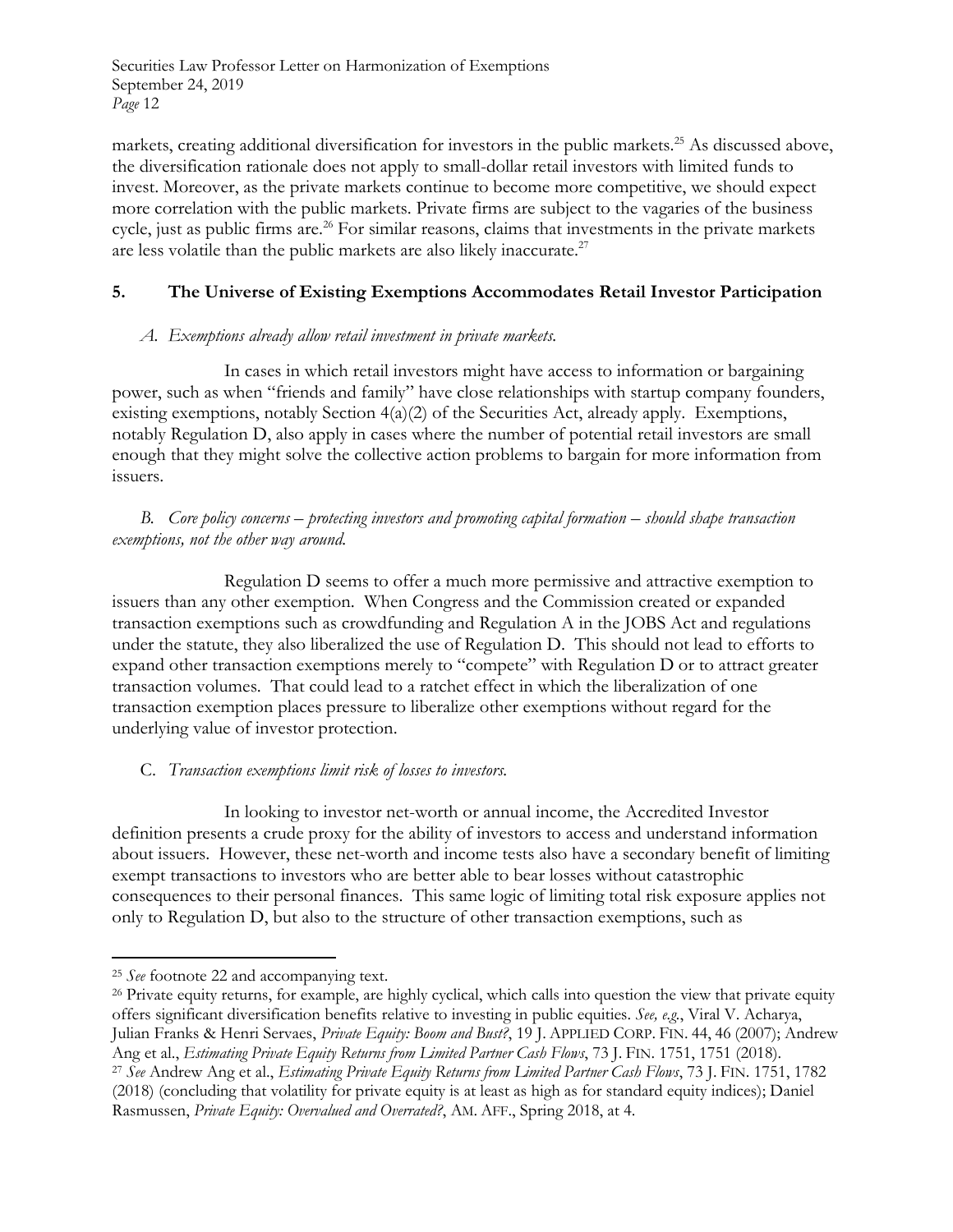markets, creating additional diversification for investors in the public markets.[25] As discussed above, the diversification rationale does not apply to small-dollar retail investors with limited funds to invest. Moreover, as the private markets continue to become more competitive, we should expect more correlation with the public markets. Private firms are subject to the vagaries of the business cycle, just as public firms are.[26] For similar reasons, claims that investments in the private markets are less volatile than the public markets are also likely inaccurate.[27]

## 5. The Universe of Existing Exemptions Accommodates Retail Investor Participation

### *A. Exemptions already allow retail investment in private markets.*

In cases in which retail investors might have access to information or bargaining power, such as when "friends and family" have close relationships with startup company founders, existing exemptions, notably Section 4(a)(2) of the Securities Act, already apply. Exemptions, notably Regulation D, also apply in cases where the number of potential retail investors are small enough that they might solve the collective action problems to bargain for more information from issuers.

### *B. Core policy concerns – protecting investors and promoting capital formation – should shape transaction exemptions, not the other way around.*

Regulation D seems to offer a much more permissive and attractive exemption to issuers than any other exemption. When Congress and the Commission created or expanded transaction exemptions such as crowdfunding and Regulation A in the JOBS Act and regulations under the statute, they also liberalized the use of Regulation D. This should not lead to efforts to expand other transaction exemptions merely to "compete" with Regulation D or to attract greater transaction volumes. That could lead to a ratchet effect in which the liberalization of one transaction exemption places pressure to liberalize other exemptions without regard for the underlying value of investor protection.

### C. *Transaction exemptions limit risk of losses to investors.*

In looking to investor net-worth or annual income, the Accredited Investor definition presents a crude proxy for the ability of investors to access and understand information about issuers. However, these net-worth and income tests also have a secondary benefit of limiting exempt transactions to investors who are better able to bear losses without catastrophic consequences to their personal finances. This same logic of limiting total risk exposure applies not only to Regulation D, but also to the structure of other transaction exemptions, such as

---

[25] *See* footnote 22 and accompanying text.

[26] Private equity returns, for example, are highly cyclical, which calls into question the view that private equity offers significant diversification benefits relative to investing in public equities. *See, e.g.*, Viral V. Acharya, Julian Franks & Henri Servaes, *Private Equity: Boom and Bust?*, 19 J. APPLIED CORP. FIN. 44, 46 (2007); Andrew Ang et al., *Estimating Private Equity Returns from Limited Partner Cash Flows*, 73 J. FIN. 1751, 1751 (2018).

[27] *See* Andrew Ang et al., *Estimating Private Equity Returns from Limited Partner Cash Flows*, 73 J. FIN. 1751, 1782 (2018) (concluding that volatility for private equity is at least as high as for standard equity indices); Daniel Rasmussen, *Private Equity: Overvalued and Overrated?*, AM. AFF., Spring 2018, at 4.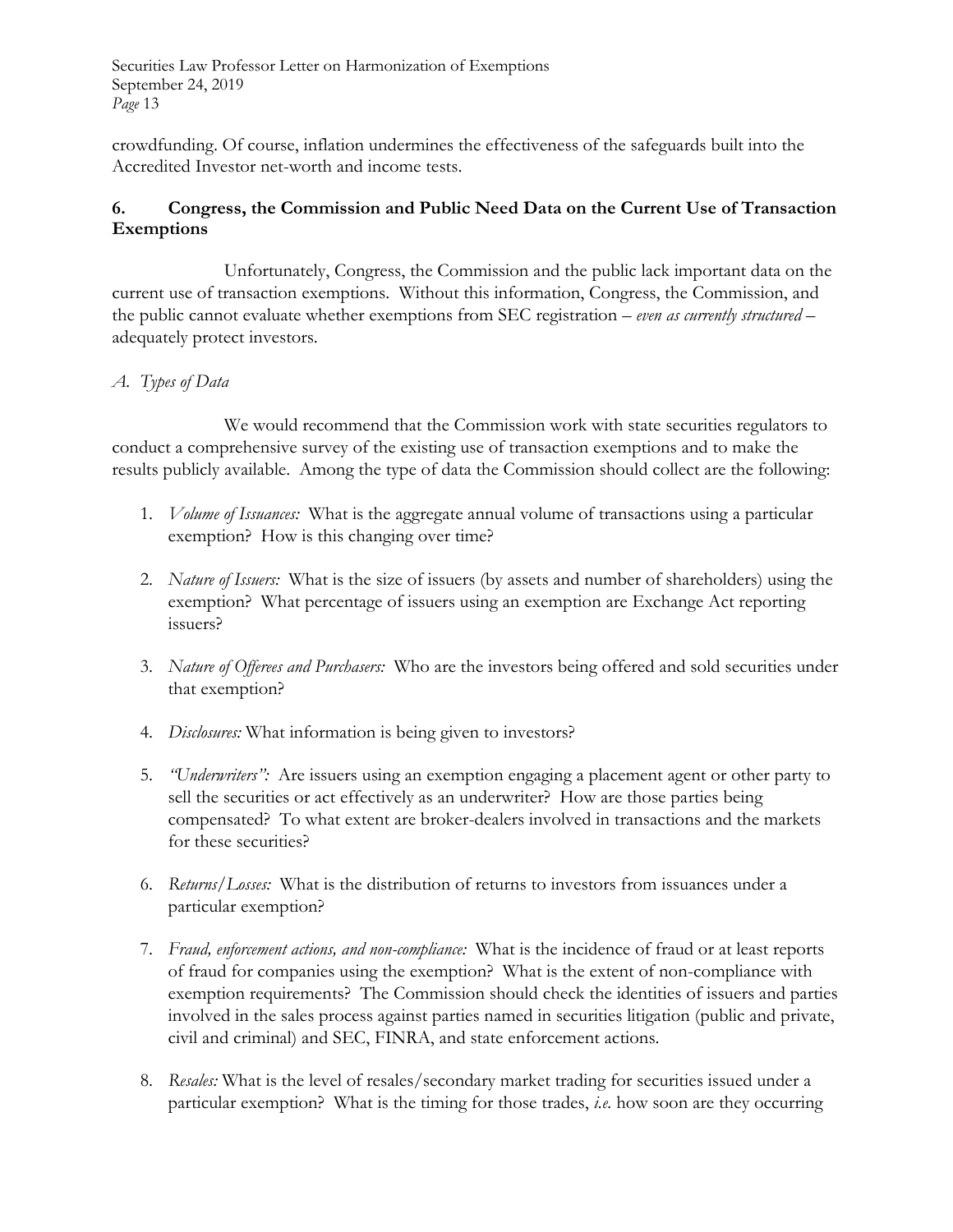crowdfunding. Of course, inflation undermines the effectiveness of the safeguards built into the Accredited Investor net-worth and income tests.

## 6. Congress, the Commission and Public Need Data on the Current Use of Transaction Exemptions

Unfortunately, Congress, the Commission and the public lack important data on the current use of transaction exemptions. Without this information, Congress, the Commission, and the public cannot evaluate whether exemptions from SEC registration – *even as currently structured* – adequately protect investors.

### *A. Types of Data*

We would recommend that the Commission work with state securities regulators to conduct a comprehensive survey of the existing use of transaction exemptions and to make the results publicly available. Among the type of data the Commission should collect are the following:

1. *Volume of Issuances:* What is the aggregate annual volume of transactions using a particular exemption? How is this changing over time?

2. *Nature of Issuers:* What is the size of issuers (by assets and number of shareholders) using the exemption? What percentage of issuers using an exemption are Exchange Act reporting issuers?

3. *Nature of Offerees and Purchasers:* Who are the investors being offered and sold securities under that exemption?

4. *Disclosures:* What information is being given to investors?

5. *"Underwriters":* Are issuers using an exemption engaging a placement agent or other party to sell the securities or act effectively as an underwriter? How are those parties being compensated? To what extent are broker-dealers involved in transactions and the markets for these securities?

6. *Returns/Losses:* What is the distribution of returns to investors from issuances under a particular exemption?

7. *Fraud, enforcement actions, and non-compliance:* What is the incidence of fraud or at least reports of fraud for companies using the exemption? What is the extent of non-compliance with exemption requirements? The Commission should check the identities of issuers and parties involved in the sales process against parties named in securities litigation (public and private, civil and criminal) and SEC, FINRA, and state enforcement actions.

8. *Resales:* What is the level of resales/secondary market trading for securities issued under a particular exemption? What is the timing for those trades, *i.e.* how soon are they occurring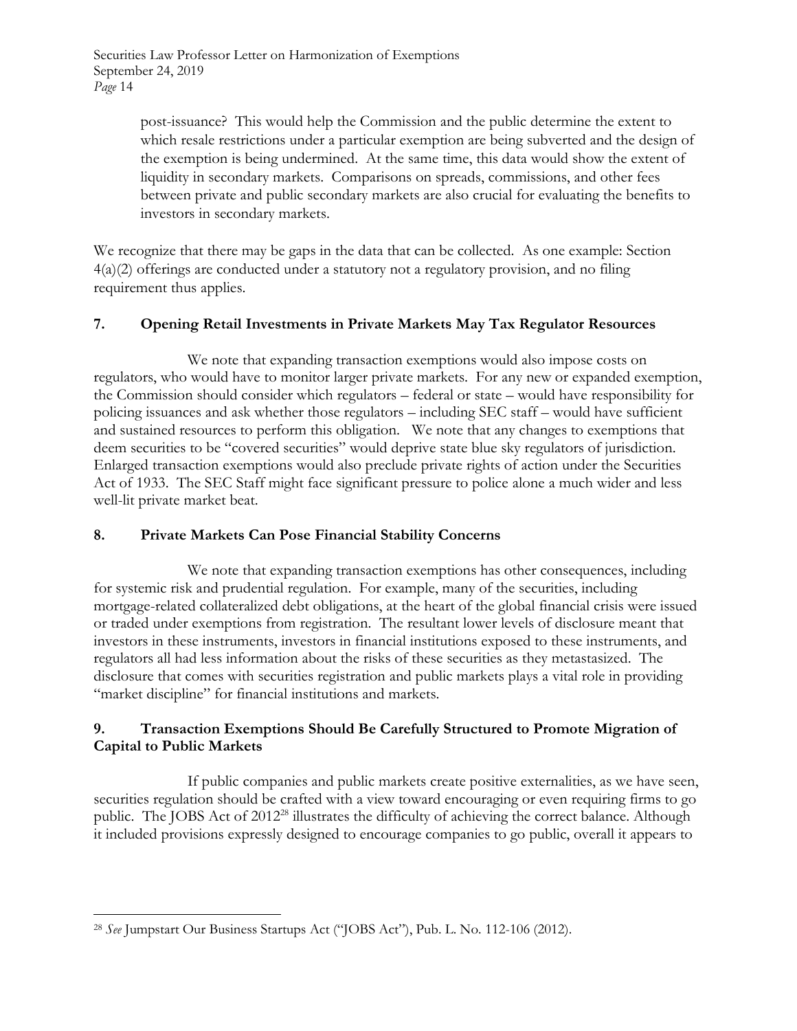post-issuance? This would help the Commission and the public determine the extent to which resale restrictions under a particular exemption are being subverted and the design of the exemption is being undermined. At the same time, this data would show the extent of liquidity in secondary markets. Comparisons on spreads, commissions, and other fees between private and public secondary markets are also crucial for evaluating the benefits to investors in secondary markets.

We recognize that there may be gaps in the data that can be collected. As one example: Section 4(a)(2) offerings are conducted under a statutory not a regulatory provision, and no filing requirement thus applies.

## 7. Opening Retail Investments in Private Markets May Tax Regulator Resources

We note that expanding transaction exemptions would also impose costs on regulators, who would have to monitor larger private markets. For any new or expanded exemption, the Commission should consider which regulators – federal or state – would have responsibility for policing issuances and ask whether those regulators – including SEC staff – would have sufficient and sustained resources to perform this obligation. We note that any changes to exemptions that deem securities to be "covered securities" would deprive state blue sky regulators of jurisdiction. Enlarged transaction exemptions would also preclude private rights of action under the Securities Act of 1933. The SEC Staff might face significant pressure to police alone a much wider and less well-lit private market beat.

## 8. Private Markets Can Pose Financial Stability Concerns

We note that expanding transaction exemptions has other consequences, including for systemic risk and prudential regulation. For example, many of the securities, including mortgage-related collateralized debt obligations, at the heart of the global financial crisis were issued or traded under exemptions from registration. The resultant lower levels of disclosure meant that investors in these instruments, investors in financial institutions exposed to these instruments, and regulators all had less information about the risks of these securities as they metastasized. The disclosure that comes with securities registration and public markets plays a vital role in providing "market discipline" for financial institutions and markets.

## 9. Transaction Exemptions Should Be Carefully Structured to Promote Migration of Capital to Public Markets

If public companies and public markets create positive externalities, as we have seen, securities regulation should be crafted with a view toward encouraging or even requiring firms to go public. The JOBS Act of 2012[28] illustrates the difficulty of achieving the correct balance. Although it included provisions expressly designed to encourage companies to go public, overall it appears to

---

[28] *See* Jumpstart Our Business Startups Act ("JOBS Act"), Pub. L. No. 112-106 (2012).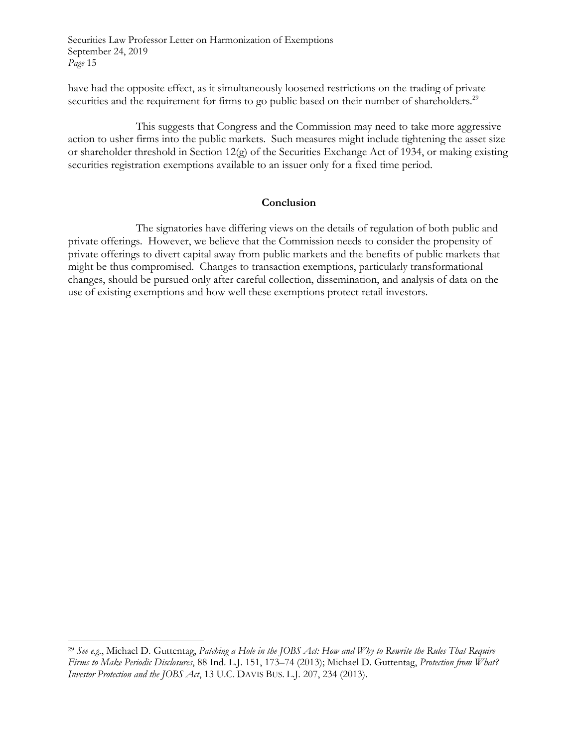have had the opposite effect, as it simultaneously loosened restrictions on the trading of private securities and the requirement for firms to go public based on their number of shareholders.[29]

This suggests that Congress and the Commission may need to take more aggressive action to usher firms into the public markets. Such measures might include tightening the asset size or shareholder threshold in Section 12(g) of the Securities Exchange Act of 1934, or making existing securities registration exemptions available to an issuer only for a fixed time period.

## Conclusion

The signatories have differing views on the details of regulation of both public and private offerings. However, we believe that the Commission needs to consider the propensity of private offerings to divert capital away from public markets and the benefits of public markets that might be thus compromised. Changes to transaction exemptions, particularly transformational changes, should be pursued only after careful collection, dissemination, and analysis of data on the use of existing exemptions and how well these exemptions protect retail investors.

---

[29] *See e.g.*, Michael D. Guttentag, *Patching a Hole in the JOBS Act: How and Why to Rewrite the Rules That Require Firms to Make Periodic Disclosures*, 88 Ind. L.J. 151, 173–74 (2013); Michael D. Guttentag, *Protection from What? Investor Protection and the JOBS Act*, 13 U.C. DAVIS BUS. L.J. 207, 234 (2013).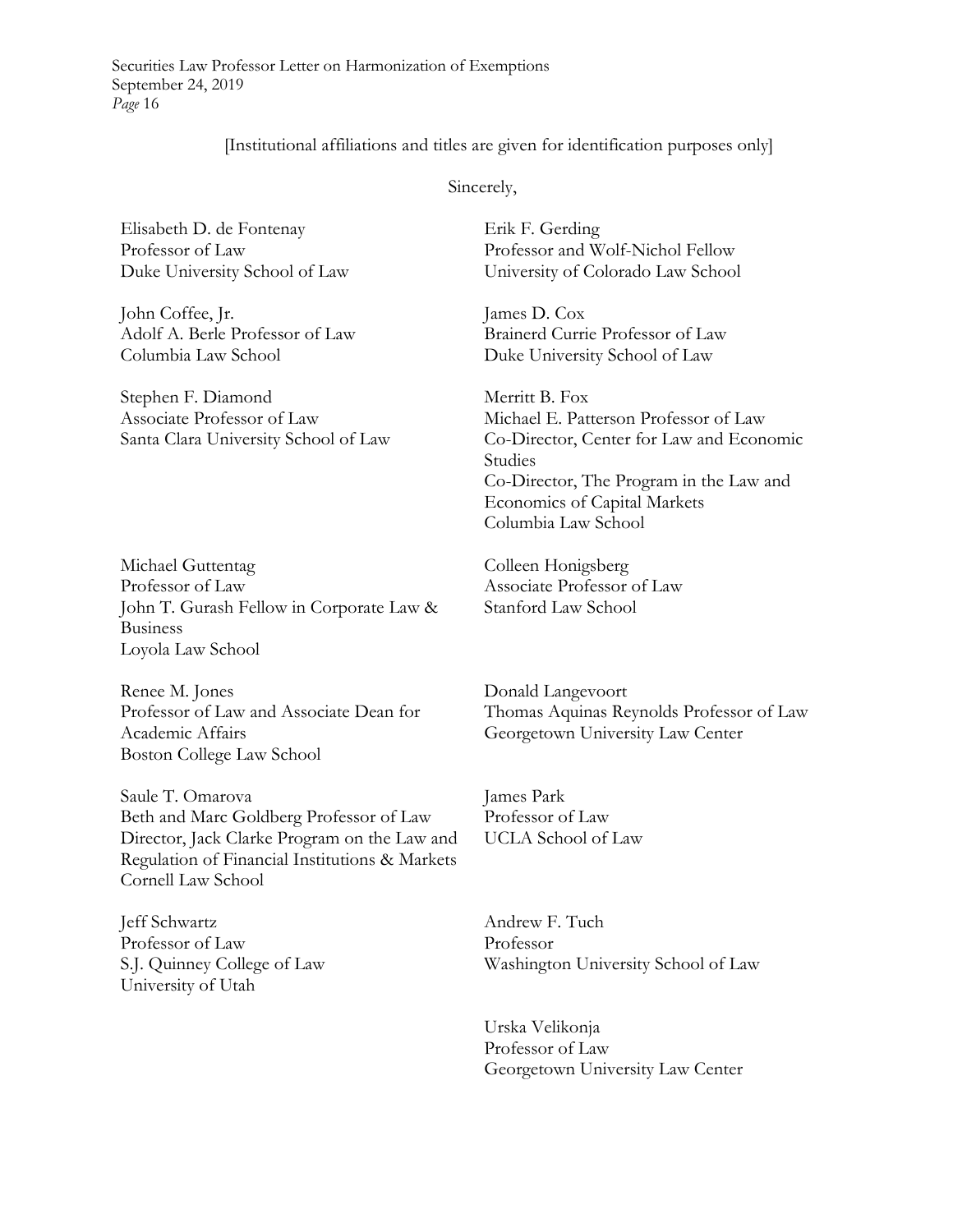[Institutional affiliations and titles are given for identification purposes only]

Sincerely,

Elisabeth D. de Fontenay
Professor of Law
Duke University School of Law

Erik F. Gerding
Professor and Wolf-Nichol Fellow
University of Colorado Law School

John Coffee, Jr.
Adolf A. Berle Professor of Law
Columbia Law School

James D. Cox
Brainerd Currie Professor of Law
Duke University School of Law

Stephen F. Diamond
Associate Professor of Law
Santa Clara University School of Law

Merritt B. Fox
Michael E. Patterson Professor of Law
Co-Director, Center for Law and Economic Studies
Co-Director, The Program in the Law and Economics of Capital Markets
Columbia Law School

Michael Guttentag
Professor of Law
John T. Gurash Fellow in Corporate Law & Business
Loyola Law School

Colleen Honigsberg
Associate Professor of Law
Stanford Law School

Renee M. Jones
Professor of Law and Associate Dean for Academic Affairs
Boston College Law School

Donald Langevoort
Thomas Aquinas Reynolds Professor of Law
Georgetown University Law Center

Saule T. Omarova
Beth and Marc Goldberg Professor of Law
Director, Jack Clarke Program on the Law and Regulation of Financial Institutions & Markets
Cornell Law School

James Park
Professor of Law
UCLA School of Law

Jeff Schwartz
Professor of Law
S.J. Quinney College of Law
University of Utah

Andrew F. Tuch
Professor
Washington University School of Law

Urska Velikonja
Professor of Law
Georgetown University Law Center